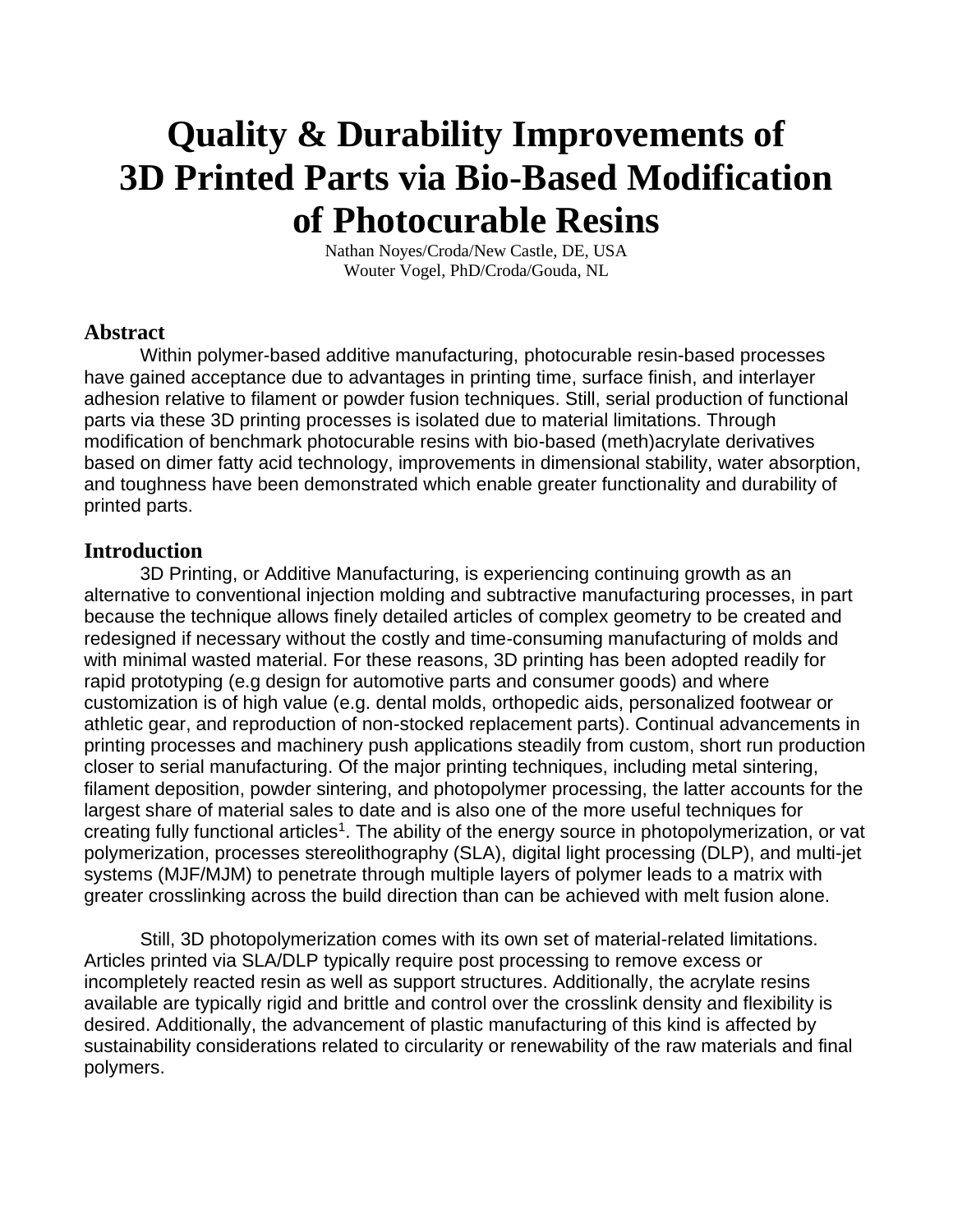# Quality & Durability Improvements of 3D Printed Parts via Bio-Based Modification of Photocurable Resins

Nathan Noyes/Croda/New Castle, DE, USA
Wouter Vogel, PhD/Croda/Gouda, NL

## Abstract

Within polymer-based additive manufacturing, photocurable resin-based processes have gained acceptance due to advantages in printing time, surface finish, and interlayer adhesion relative to filament or powder fusion techniques. Still, serial production of functional parts via these 3D printing processes is isolated due to material limitations. Through modification of benchmark photocurable resins with bio-based (meth)acrylate derivatives based on dimer fatty acid technology, improvements in dimensional stability, water absorption, and toughness have been demonstrated which enable greater functionality and durability of printed parts.

## Introduction

3D Printing, or Additive Manufacturing, is experiencing continuing growth as an alternative to conventional injection molding and subtractive manufacturing processes, in part because the technique allows finely detailed articles of complex geometry to be created and redesigned if necessary without the costly and time-consuming manufacturing of molds and with minimal wasted material. For these reasons, 3D printing has been adopted readily for rapid prototyping (e.g design for automotive parts and consumer goods) and where customization is of high value (e.g. dental molds, orthopedic aids, personalized footwear or athletic gear, and reproduction of non-stocked replacement parts). Continual advancements in printing processes and machinery push applications steadily from custom, short run production closer to serial manufacturing. Of the major printing techniques, including metal sintering, filament deposition, powder sintering, and photopolymer processing, the latter accounts for the largest share of material sales to date and is also one of the more useful techniques for creating fully functional articles[1]. The ability of the energy source in photopolymerization, or vat polymerization, processes stereolithography (SLA), digital light processing (DLP), and multi-jet systems (MJF/MJM) to penetrate through multiple layers of polymer leads to a matrix with greater crosslinking across the build direction than can be achieved with melt fusion alone.

Still, 3D photopolymerization comes with its own set of material-related limitations. Articles printed via SLA/DLP typically require post processing to remove excess or incompletely reacted resin as well as support structures. Additionally, the acrylate resins available are typically rigid and brittle and control over the crosslink density and flexibility is desired. Additionally, the advancement of plastic manufacturing of this kind is affected by sustainability considerations related to circularity or renewability of the raw materials and final polymers.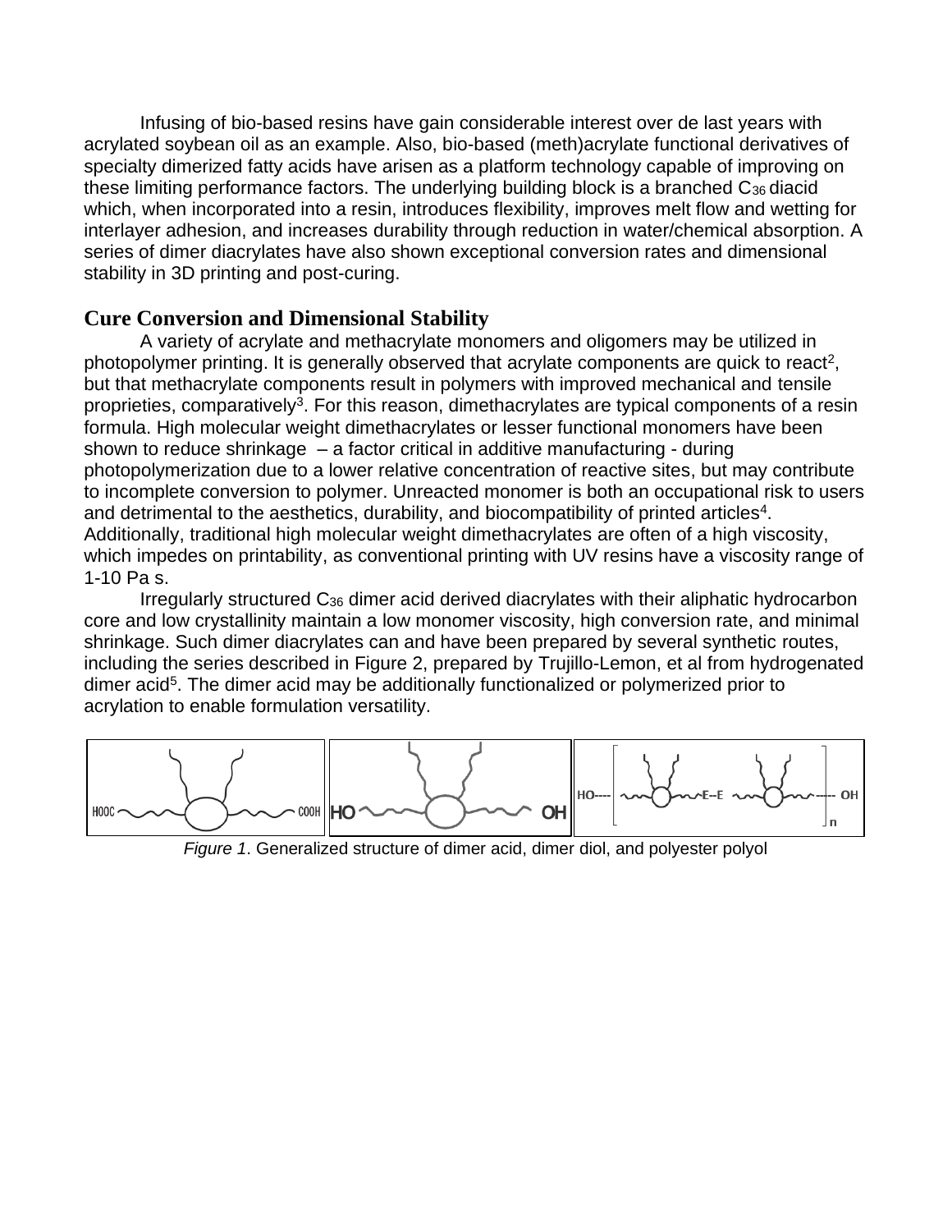Infusing of bio-based resins have gain considerable interest over de last years with acrylated soybean oil as an example. Also, bio-based (meth)acrylate functional derivatives of specialty dimerized fatty acids have arisen as a platform technology capable of improving on these limiting performance factors. The underlying building block is a branched $C_{36}$ diacid which, when incorporated into a resin, introduces flexibility, improves melt flow and wetting for interlayer adhesion, and increases durability through reduction in water/chemical absorption. A series of dimer diacrylates have also shown exceptional conversion rates and dimensional stability in 3D printing and post-curing.

## Cure Conversion and Dimensional Stability

A variety of acrylate and methacrylate monomers and oligomers may be utilized in photopolymer printing. It is generally observed that acrylate components are quick to react[2], but that methacrylate components result in polymers with improved mechanical and tensile proprieties, comparatively[3]. For this reason, dimethacrylates are typical components of a resin formula. High molecular weight dimethacrylates or lesser functional monomers have been shown to reduce shrinkage – a factor critical in additive manufacturing - during photopolymerization due to a lower relative concentration of reactive sites, but may contribute to incomplete conversion to polymer. Unreacted monomer is both an occupational risk to users and detrimental to the aesthetics, durability, and biocompatibility of printed articles[4]. Additionally, traditional high molecular weight dimethacrylates are often of a high viscosity, which impedes on printability, as conventional printing with UV resins have a viscosity range of 1-10 Pa s.

Irregularly structured $C_{36}$ dimer acid derived diacrylates with their aliphatic hydrocarbon core and low crystallinity maintain a low monomer viscosity, high conversion rate, and minimal shrinkage. Such dimer diacrylates can and have been prepared by several synthetic routes, including the series described in Figure 2, prepared by Trujillo-Lemon, et al from hydrogenated dimer acid[5]. The dimer acid may be additionally functionalized or polymerized prior to acrylation to enable formulation versatility.

*Figure 1*. Generalized structure of dimer acid, dimer diol, and polyester polyol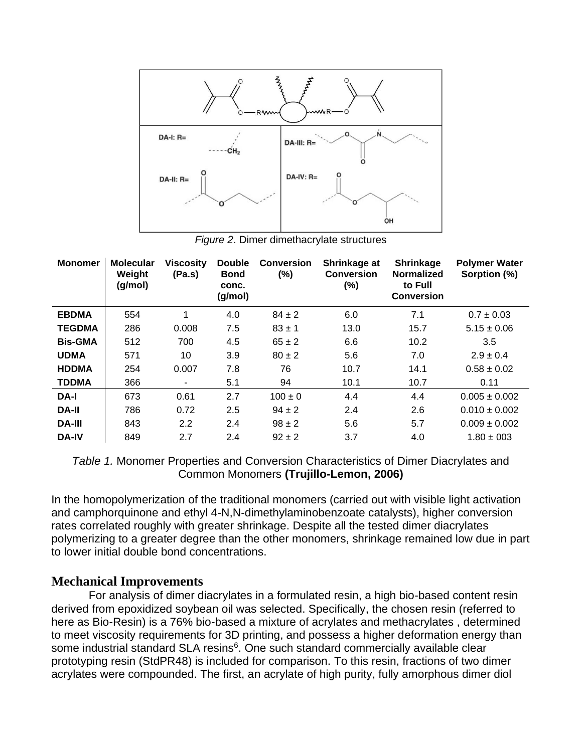*Figure 2*. Dimer dimethacrylate structures

| Monomer | Molecular Weight (g/mol) | Viscosity (Pa.s) | Double Bond conc. (g/mol) | Conversion (%) | Shrinkage at Conversion (%) | Shrinkage Normalized to Full Conversion | Polymer Water Sorption (%) |
|---|---|---|---|---|---|---|---|
| **EBDMA** | 554 | 1 | 4.0 | 84 ± 2 | 6.0 | 7.1 | 0.7 ± 0.03 |
| **TEGDMA** | 286 | 0.008 | 7.5 | 83 ± 1 | 13.0 | 15.7 | 5.15 ± 0.06 |
| **Bis-GMA** | 512 | 700 | 4.5 | 65 ± 2 | 6.6 | 10.2 | 3.5 |
| **UDMA** | 571 | 10 | 3.9 | 80 ± 2 | 5.6 | 7.0 | 2.9 ± 0.4 |
| **HDDMA** | 254 | 0.007 | 7.8 | 76 | 10.7 | 14.1 | 0.58 ± 0.02 |
| **TDDMA** | 366 | - | 5.1 | 94 | 10.1 | 10.7 | 0.11 |
| **DA-I** | 673 | 0.61 | 2.7 | 100 ± 0 | 4.4 | 4.4 | 0.005 ± 0.002 |
| **DA-II** | 786 | 0.72 | 2.5 | 94 ± 2 | 2.4 | 2.6 | 0.010 ± 0.002 |
| **DA-III** | 843 | 2.2 | 2.4 | 98 ± 2 | 5.6 | 5.7 | 0.009 ± 0.002 |
| **DA-IV** | 849 | 2.7 | 2.4 | 92 ± 2 | 3.7 | 4.0 | 1.80 ± 003 |

*Table 1.* Monomer Properties and Conversion Characteristics of Dimer Diacrylates and Common Monomers **(Trujillo-Lemon, 2006)**

In the homopolymerization of the traditional monomers (carried out with visible light activation and camphorquinone and ethyl 4-N,N-dimethylaminobenzoate catalysts), higher conversion rates correlated roughly with greater shrinkage. Despite all the tested dimer diacrylates polymerizing to a greater degree than the other monomers, shrinkage remained low due in part to lower initial double bond concentrations.

## Mechanical Improvements

For analysis of dimer diacrylates in a formulated resin, a high bio-based content resin derived from epoxidized soybean oil was selected. Specifically, the chosen resin (referred to here as Bio-Resin) is a 76% bio-based a mixture of acrylates and methacrylates , determined to meet viscosity requirements for 3D printing, and possess a higher deformation energy than some industrial standard SLA resins[6]. One such standard commercially available clear prototyping resin (StdPR48) is included for comparison. To this resin, fractions of two dimer acrylates were compounded. The first, an acrylate of high purity, fully amorphous dimer diol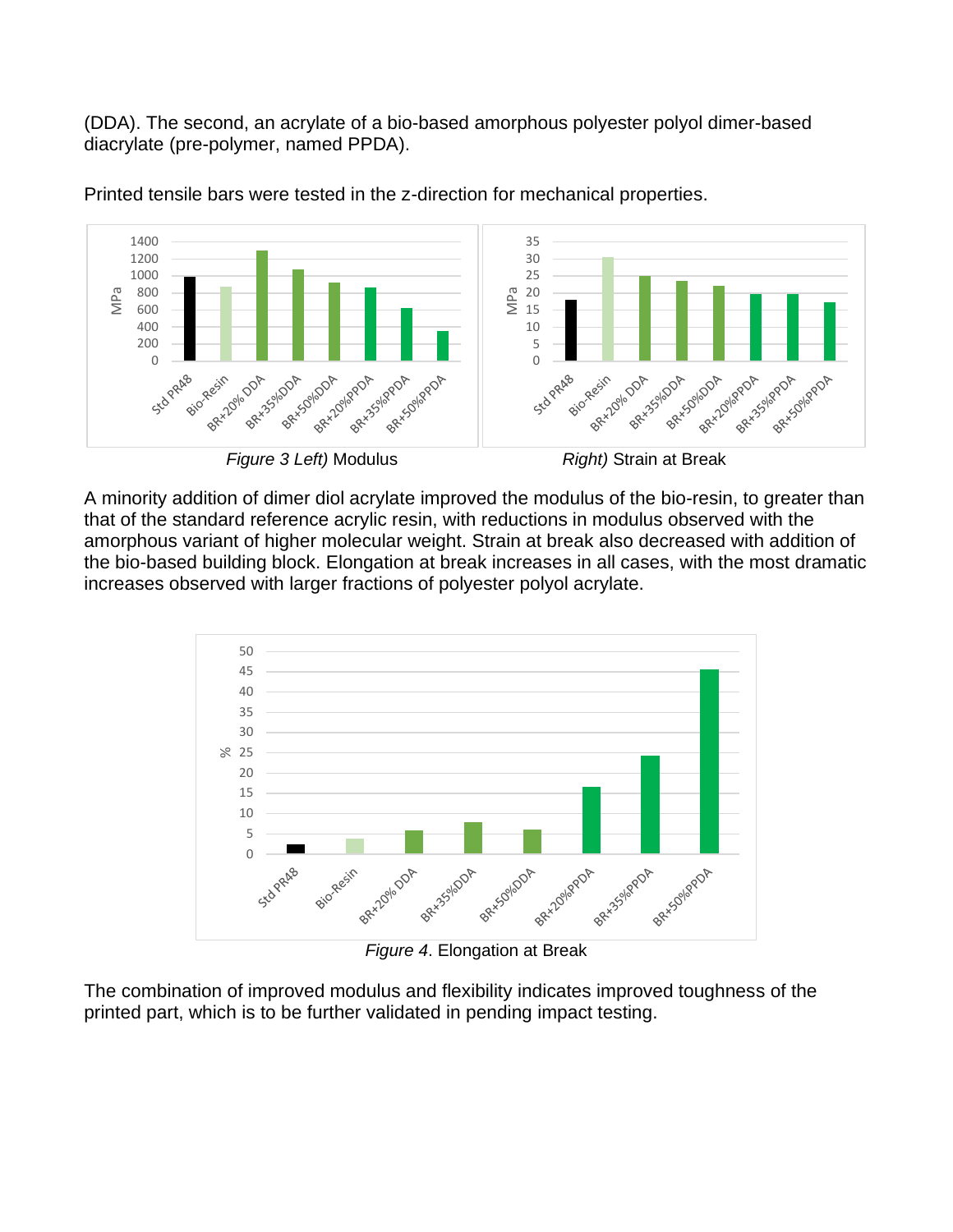(DDA). The second, an acrylate of a bio-based amorphous polyester polyol dimer-based diacrylate (pre-polymer, named PPDA).

Printed tensile bars were tested in the z-direction for mechanical properties.

*Figure 3 Left)* Modulus *Right)* Strain at Break

A minority addition of dimer diol acrylate improved the modulus of the bio-resin, to greater than that of the standard reference acrylic resin, with reductions in modulus observed with the amorphous variant of higher molecular weight. Strain at break also decreased with addition of the bio-based building block. Elongation at break increases in all cases, with the most dramatic increases observed with larger fractions of polyester polyol acrylate.

*Figure 4*. Elongation at Break

The combination of improved modulus and flexibility indicates improved toughness of the printed part, which is to be further validated in pending impact testing.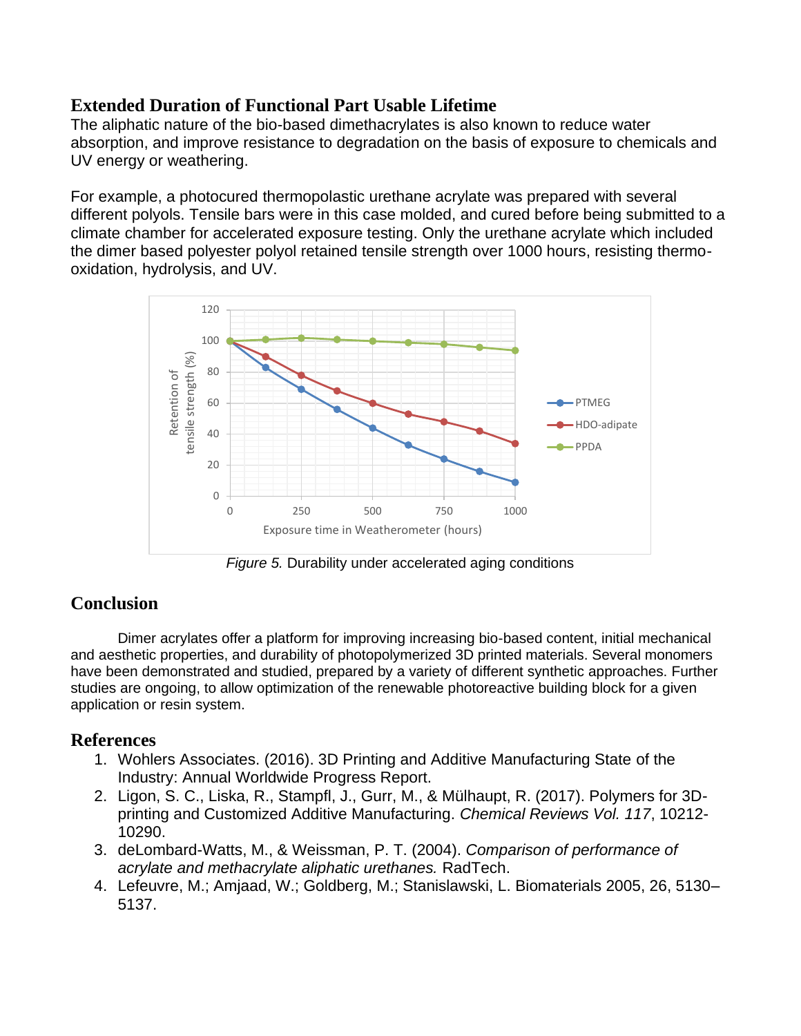## Extended Duration of Functional Part Usable Lifetime

The aliphatic nature of the bio-based dimethacrylates is also known to reduce water absorption, and improve resistance to degradation on the basis of exposure to chemicals and UV energy or weathering.

For example, a photocured thermopolastic urethane acrylate was prepared with several different polyols. Tensile bars were in this case molded, and cured before being submitted to a climate chamber for accelerated exposure testing. Only the urethane acrylate which included the dimer based polyester polyol retained tensile strength over 1000 hours, resisting thermo-oxidation, hydrolysis, and UV.

*Figure 5.* Durability under accelerated aging conditions

## Conclusion

Dimer acrylates offer a platform for improving increasing bio-based content, initial mechanical and aesthetic properties, and durability of photopolymerized 3D printed materials. Several monomers have been demonstrated and studied, prepared by a variety of different synthetic approaches. Further studies are ongoing, to allow optimization of the renewable photoreactive building block for a given application or resin system.

## References

1. Wohlers Associates. (2016). 3D Printing and Additive Manufacturing State of the Industry: Annual Worldwide Progress Report.
2. Ligon, S. C., Liska, R., Stampfl, J., Gurr, M., & Mülhaupt, R. (2017). Polymers for 3D-printing and Customized Additive Manufacturing. *Chemical Reviews Vol. 117*, 10212-10290.
3. deLombard-Watts, M., & Weissman, P. T. (2004). *Comparison of performance of acrylate and methacrylate aliphatic urethanes.* RadTech.
4. Lefeuvre, M.; Amjaad, W.; Goldberg, M.; Stanislawski, L. Biomaterials 2005, 26, 5130–5137.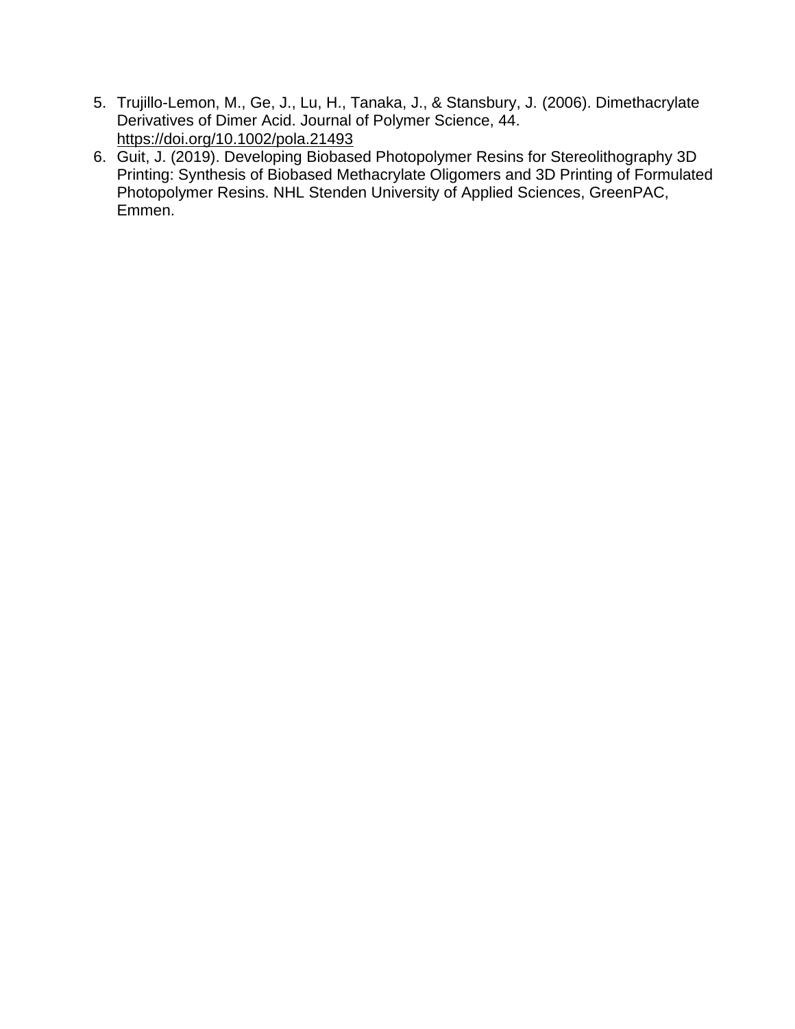5. Trujillo-Lemon, M., Ge, J., Lu, H., Tanaka, J., & Stansbury, J. (2006). Dimethacrylate Derivatives of Dimer Acid. Journal of Polymer Science, 44. https://doi.org/10.1002/pola.21493
6. Guit, J. (2019). Developing Biobased Photopolymer Resins for Stereolithography 3D Printing: Synthesis of Biobased Methacrylate Oligomers and 3D Printing of Formulated Photopolymer Resins. NHL Stenden University of Applied Sciences, GreenPAC, Emmen.